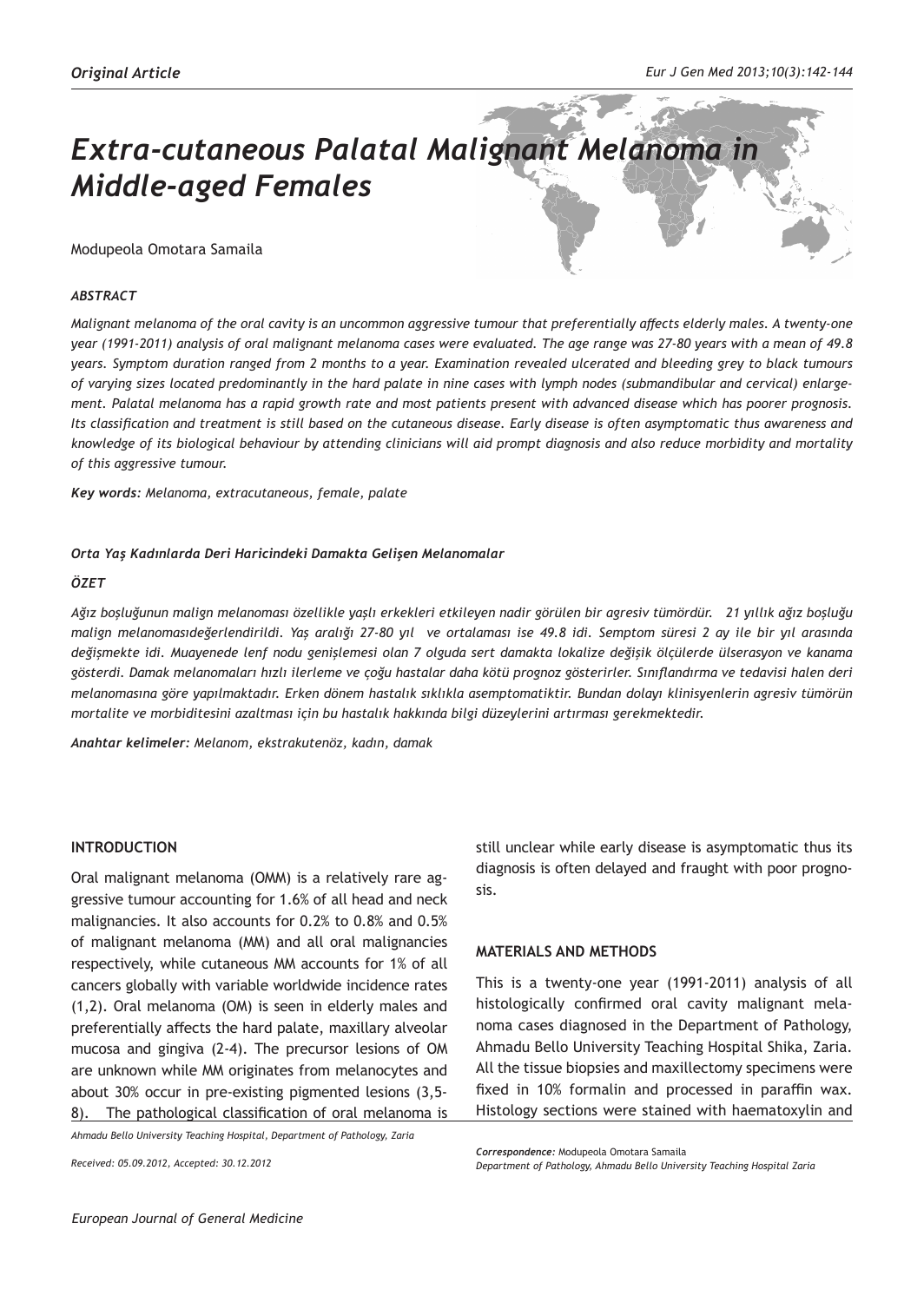*Original Article*

# *Extra-cutaneous Palatal Malignant Melanoma in Middle-aged Females*

Modupeola Omotara Samaila

### *ABSTRACT*

*Malignant melanoma of the oral cavity is an uncommon aggressive tumour that preferentially affects elderly males. A twenty-one year (1991-2011) analysis of oral malignant melanoma cases were evaluated. The age range was 27-80 years with a mean of 49.8 years. Symptom duration ranged from 2 months to a year. Examination revealed ulcerated and bleeding grey to black tumours of varying sizes located predominantly in the hard palate in nine cases with lymph nodes (submandibular and cervical) enlargement. Palatal melanoma has a rapid growth rate and most patients present with advanced disease which has poorer prognosis. Its classification and treatment is still based on the cutaneous disease. Early disease is often asymptomatic thus awareness and knowledge of its biological behaviour by attending clinicians will aid prompt diagnosis and also reduce morbidity and mortality of this aggressive tumour.*

***Key words:*** *Melanoma, extracutaneous, female, palate*

### *Orta Yaş Kadınlarda Deri Haricindeki Damakta Gelişen Melanomalar*

### *ÖZET*

*Ağız boşluğunun malign melanoması özellikle yaşlı erkekleri etkileyen nadir görülen bir agresiv tümördür. 21 yıllık ağız boşluğu malign melanomasıdeğerlendirildi. Yaş aralığı 27-80 yıl ve ortalaması ise 49.8 idi. Semptom süresi 2 ay ile bir yıl arasında değişmekte idi. Muayenede lenf nodu genişlemesi olan 7 olguda sert damakta lokalize değişik ölçülerde ülserasyon ve kanama gösterdi. Damak melanomaları hızlı ilerleme ve çoğu hastalar daha kötü prognoz gösterirler. Sınıflandırma ve tedavisi halen deri melanomasına göre yapılmaktadır. Erken dönem hastalık sıklıkla asemptomatiktir. Bundan dolayı klinisyenlerin agresiv tümörün mortalite ve morbiditesini azaltması için bu hastalık hakkında bilgi düzeylerini artırması gerekmektedir.*

***Anahtar kelimeler:*** *Melanom, ekstrakutenöz, kadın, damak*

## INTRODUCTION

Oral malignant melanoma (OMM) is a relatively rare aggressive tumour accounting for 1.6% of all head and neck malignancies. It also accounts for 0.2% to 0.8% and 0.5% of malignant melanoma (MM) and all oral malignancies respectively, while cutaneous MM accounts for 1% of all cancers globally with variable worldwide incidence rates (1,2). Oral melanoma (OM) is seen in elderly males and preferentially affects the hard palate, maxillary alveolar mucosa and gingiva (2-4). The precursor lesions of OM are unknown while MM originates from melanocytes and about 30% occur in pre-existing pigmented lesions (3,5-8). The pathological classification of oral melanoma is still unclear while early disease is asymptomatic thus its diagnosis is often delayed and fraught with poor prognosis.

## MATERIALS AND METHODS

This is a twenty-one year (1991-2011) analysis of all histologically confirmed oral cavity malignant melanoma cases diagnosed in the Department of Pathology, Ahmadu Bello University Teaching Hospital Shika, Zaria. All the tissue biopsies and maxillectomy specimens were fixed in 10% formalin and processed in paraffin wax. Histology sections were stained with haematoxylin and

*Ahmadu Bello University Teaching Hospital, Department of Pathology, Zaria*

*Received: 05.09.2012, Accepted: 30.12.2012*

***Correspondence:*** *Modupeola Omotara Samaila*
*Department of Pathology, Ahmadu Bello University Teaching Hospital Zaria*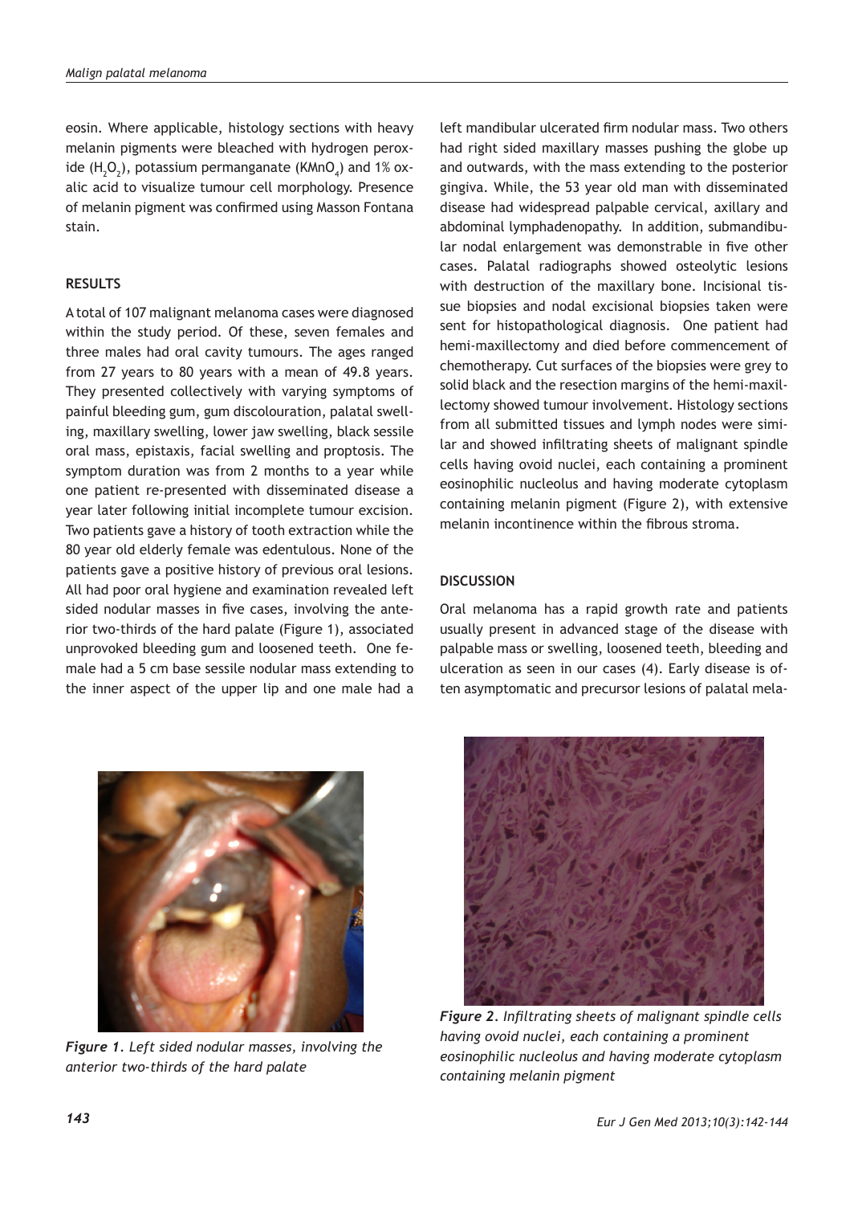eosin. Where applicable, histology sections with heavy melanin pigments were bleached with hydrogen peroxide ($H_2O_2$), potassium permanganate ($KMnO_4$) and 1% oxalic acid to visualize tumour cell morphology. Presence of melanin pigment was confirmed using Masson Fontana stain.

## RESULTS

A total of 107 malignant melanoma cases were diagnosed within the study period. Of these, seven females and three males had oral cavity tumours. The ages ranged from 27 years to 80 years with a mean of 49.8 years. They presented collectively with varying symptoms of painful bleeding gum, gum discolouration, palatal swelling, maxillary swelling, lower jaw swelling, black sessile oral mass, epistaxis, facial swelling and proptosis. The symptom duration was from 2 months to a year while one patient re-presented with disseminated disease a year later following initial incomplete tumour excision. Two patients gave a history of tooth extraction while the 80 year old elderly female was edentulous. None of the patients gave a positive history of previous oral lesions. All had poor oral hygiene and examination revealed left sided nodular masses in five cases, involving the anterior two-thirds of the hard palate (Figure 1), associated unprovoked bleeding gum and loosened teeth. One female had a 5 cm base sessile nodular mass extending to the inner aspect of the upper lip and one male had a left mandibular ulcerated firm nodular mass. Two others had right sided maxillary masses pushing the globe up and outwards, with the mass extending to the posterior gingiva. While, the 53 year old man with disseminated disease had widespread palpable cervical, axillary and abdominal lymphadenopathy. In addition, submandibular nodal enlargement was demonstrable in five other cases. Palatal radiographs showed osteolytic lesions with destruction of the maxillary bone. Incisional tissue biopsies and nodal excisional biopsies taken were sent for histopathological diagnosis. One patient had hemi-maxillectomy and died before commencement of chemotherapy. Cut surfaces of the biopsies were grey to solid black and the resection margins of the hemi-maxillectomy showed tumour involvement. Histology sections from all submitted tissues and lymph nodes were similar and showed infiltrating sheets of malignant spindle cells having ovoid nuclei, each containing a prominent eosinophilic nucleolus and having moderate cytoplasm containing melanin pigment (Figure 2), with extensive melanin incontinence within the fibrous stroma.

*Figure 1. Left sided nodular masses, involving the anterior two-thirds of the hard palate*

*Figure 2. Infiltrating sheets of malignant spindle cells having ovoid nuclei, each containing a prominent eosinophilic nucleolus and having moderate cytoplasm containing melanin pigment*

## DISCUSSION

Oral melanoma has a rapid growth rate and patients usually present in advanced stage of the disease with palpable mass or swelling, loosened teeth, bleeding and ulceration as seen in our cases (4). Early disease is often asymptomatic and precursor lesions of palatal mela-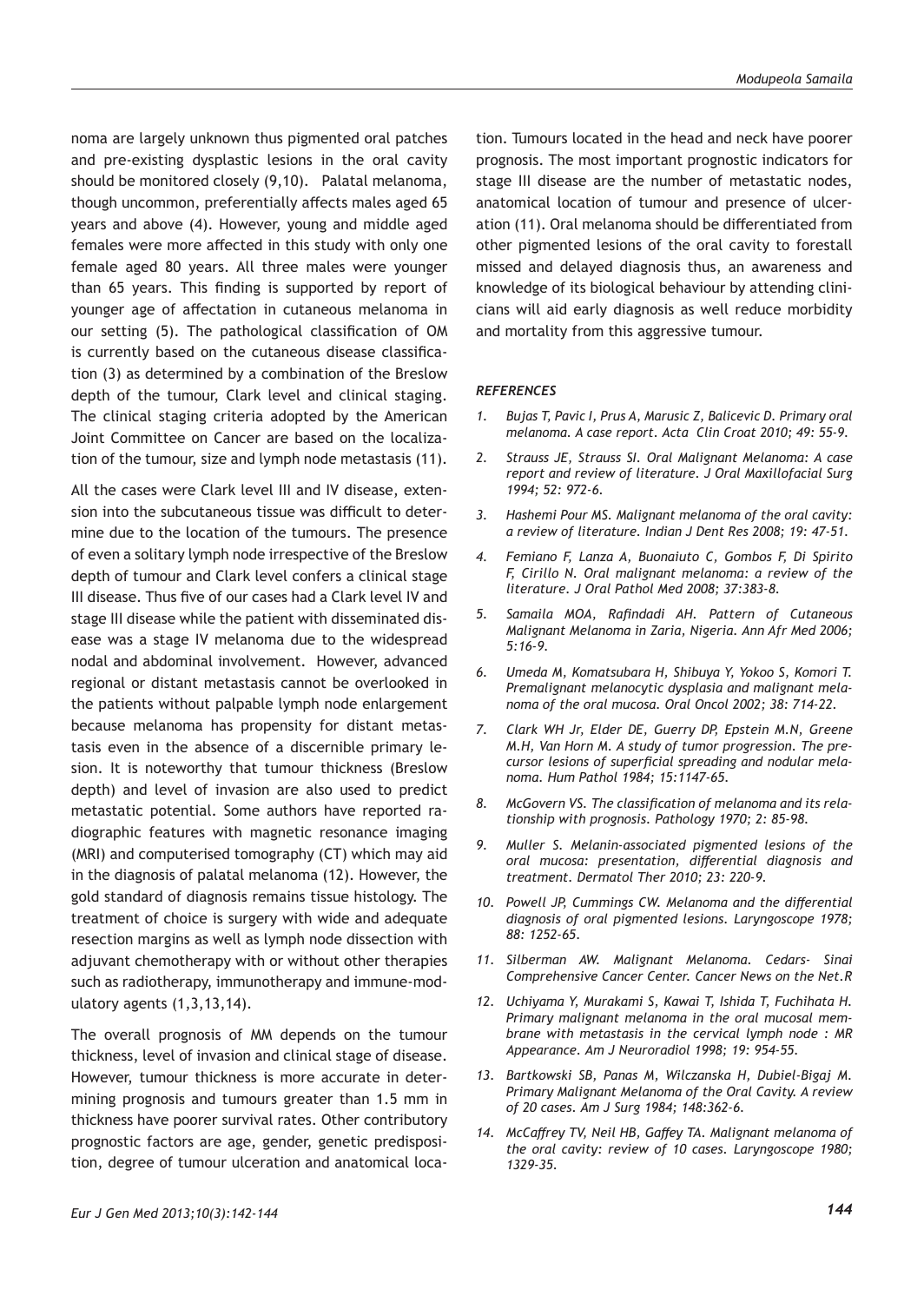noma are largely unknown thus pigmented oral patches and pre-existing dysplastic lesions in the oral cavity should be monitored closely (9,10). Palatal melanoma, though uncommon, preferentially affects males aged 65 years and above (4). However, young and middle aged females were more affected in this study with only one female aged 80 years. All three males were younger than 65 years. This finding is supported by report of younger age of affectation in cutaneous melanoma in our setting (5). The pathological classification of OM is currently based on the cutaneous disease classification (3) as determined by a combination of the Breslow depth of the tumour, Clark level and clinical staging. The clinical staging criteria adopted by the American Joint Committee on Cancer are based on the localization of the tumour, size and lymph node metastasis (11).

All the cases were Clark level III and IV disease, extension into the subcutaneous tissue was difficult to determine due to the location of the tumours. The presence of even a solitary lymph node irrespective of the Breslow depth of tumour and Clark level confers a clinical stage III disease. Thus five of our cases had a Clark level IV and stage III disease while the patient with disseminated disease was a stage IV melanoma due to the widespread nodal and abdominal involvement. However, advanced regional or distant metastasis cannot be overlooked in the patients without palpable lymph node enlargement because melanoma has propensity for distant metastasis even in the absence of a discernible primary lesion. It is noteworthy that tumour thickness (Breslow depth) and level of invasion are also used to predict metastatic potential. Some authors have reported radiographic features with magnetic resonance imaging (MRI) and computerised tomography (CT) which may aid in the diagnosis of palatal melanoma (12). However, the gold standard of diagnosis remains tissue histology. The treatment of choice is surgery with wide and adequate resection margins as well as lymph node dissection with adjuvant chemotherapy with or without other therapies such as radiotherapy, immunotherapy and immune-modulatory agents (1,3,13,14).

The overall prognosis of MM depends on the tumour thickness, level of invasion and clinical stage of disease. However, tumour thickness is more accurate in determining prognosis and tumours greater than 1.5 mm in thickness have poorer survival rates. Other contributory prognostic factors are age, gender, genetic predisposition, degree of tumour ulceration and anatomical location. Tumours located in the head and neck have poorer prognosis. The most important prognostic indicators for stage III disease are the number of metastatic nodes, anatomical location of tumour and presence of ulceration (11). Oral melanoma should be differentiated from other pigmented lesions of the oral cavity to forestall missed and delayed diagnosis thus, an awareness and knowledge of its biological behaviour by attending clinicians will aid early diagnosis as well reduce morbidity and mortality from this aggressive tumour.

### *REFERENCES*

1. *Bujas T, Pavic I, Prus A, Marusic Z, Balicevic D. Primary oral melanoma. A case report. Acta Clin Croat 2010; 49: 55-9.*
2. *Strauss JE, Strauss SI. Oral Malignant Melanoma: A case report and review of literature. J Oral Maxillofacial Surg 1994; 52: 972-6.*
3. *Hashemi Pour MS. Malignant melanoma of the oral cavity: a review of literature. Indian J Dent Res 2008; 19: 47-51.*
4. *Femiano F, Lanza A, Buonaiuto C, Gombos F, Di Spirito F, Cirillo N. Oral malignant melanoma: a review of the literature. J Oral Pathol Med 2008; 37:383-8.*
5. *Samaila MOA, Rafindadi AH. Pattern of Cutaneous Malignant Melanoma in Zaria, Nigeria. Ann Afr Med 2006; 5:16-9.*
6. *Umeda M, Komatsubara H, Shibuya Y, Yokoo S, Komori T. Premalignant melanocytic dysplasia and malignant melanoma of the oral mucosa. Oral Oncol 2002; 38: 714-22.*
7. *Clark WH Jr, Elder DE, Guerry DP, Epstein M.N, Greene M.H, Van Horn M. A study of tumor progression. The precursor lesions of superficial spreading and nodular melanoma. Hum Pathol 1984; 15:1147-65.*
8. *McGovern VS. The classification of melanoma and its relationship with prognosis. Pathology 1970; 2: 85-98.*
9. *Muller S. Melanin-associated pigmented lesions of the oral mucosa: presentation, differential diagnosis and treatment. Dermatol Ther 2010; 23: 220-9.*
10. *Powell JP, Cummings CW. Melanoma and the differential diagnosis of oral pigmented lesions. Laryngoscope 1978; 88: 1252-65.*
11. *Silberman AW. Malignant Melanoma. Cedars- Sinai Comprehensive Cancer Center. Cancer News on the Net.R*
12. *Uchiyama Y, Murakami S, Kawai T, Ishida T, Fuchihata H. Primary malignant melanoma in the oral mucosal membrane with metastasis in the cervical lymph node : MR Appearance. Am J Neuroradiol 1998; 19: 954-55.*
13. *Bartkowski SB, Panas M, Wilczanska H, Dubiel-Bigaj M. Primary Malignant Melanoma of the Oral Cavity. A review of 20 cases. Am J Surg 1984; 148:362-6.*
14. *McCaffrey TV, Neil HB, Gaffey TA. Malignant melanoma of the oral cavity: review of 10 cases. Laryngoscope 1980; 1329-35.*